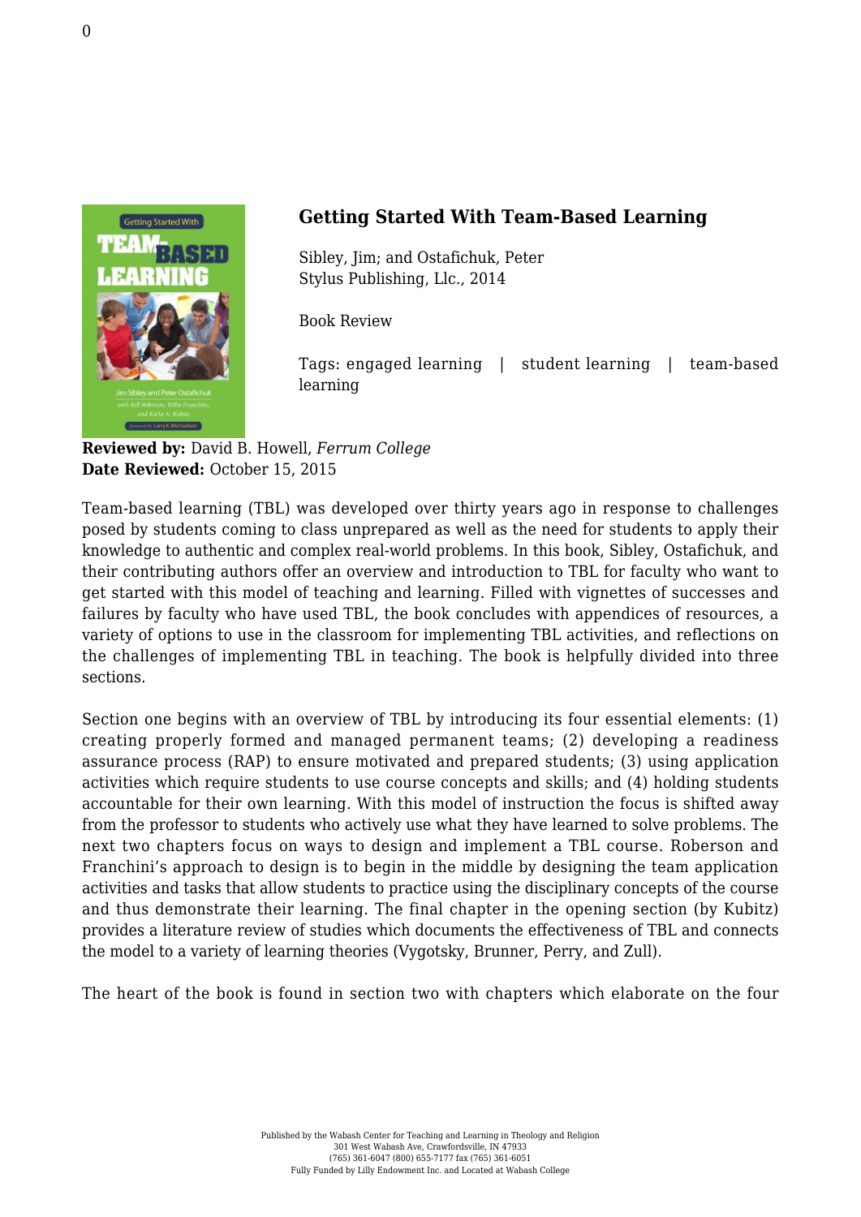### Getting Started With Team-Based Learning

Sibley, Jim; and Ostafichuk, Peter
Stylus Publishing, Llc., 2014

Book Review

Tags: engaged learning | student learning | team-based learning

**Reviewed by:** David B. Howell, *Ferrum College*
**Date Reviewed:** October 15, 2015

Team-based learning (TBL) was developed over thirty years ago in response to challenges posed by students coming to class unprepared as well as the need for students to apply their knowledge to authentic and complex real-world problems. In this book, Sibley, Ostafichuk, and their contributing authors offer an overview and introduction to TBL for faculty who want to get started with this model of teaching and learning. Filled with vignettes of successes and failures by faculty who have used TBL, the book concludes with appendices of resources, a variety of options to use in the classroom for implementing TBL activities, and reflections on the challenges of implementing TBL in teaching. The book is helpfully divided into three sections.

Section one begins with an overview of TBL by introducing its four essential elements: (1) creating properly formed and managed permanent teams; (2) developing a readiness assurance process (RAP) to ensure motivated and prepared students; (3) using application activities which require students to use course concepts and skills; and (4) holding students accountable for their own learning. With this model of instruction the focus is shifted away from the professor to students who actively use what they have learned to solve problems. The next two chapters focus on ways to design and implement a TBL course. Roberson and Franchini's approach to design is to begin in the middle by designing the team application activities and tasks that allow students to practice using the disciplinary concepts of the course and thus demonstrate their learning. The final chapter in the opening section (by Kubitz) provides a literature review of studies which documents the effectiveness of TBL and connects the model to a variety of learning theories (Vygotsky, Brunner, Perry, and Zull).

The heart of the book is found in section two with chapters which elaborate on the four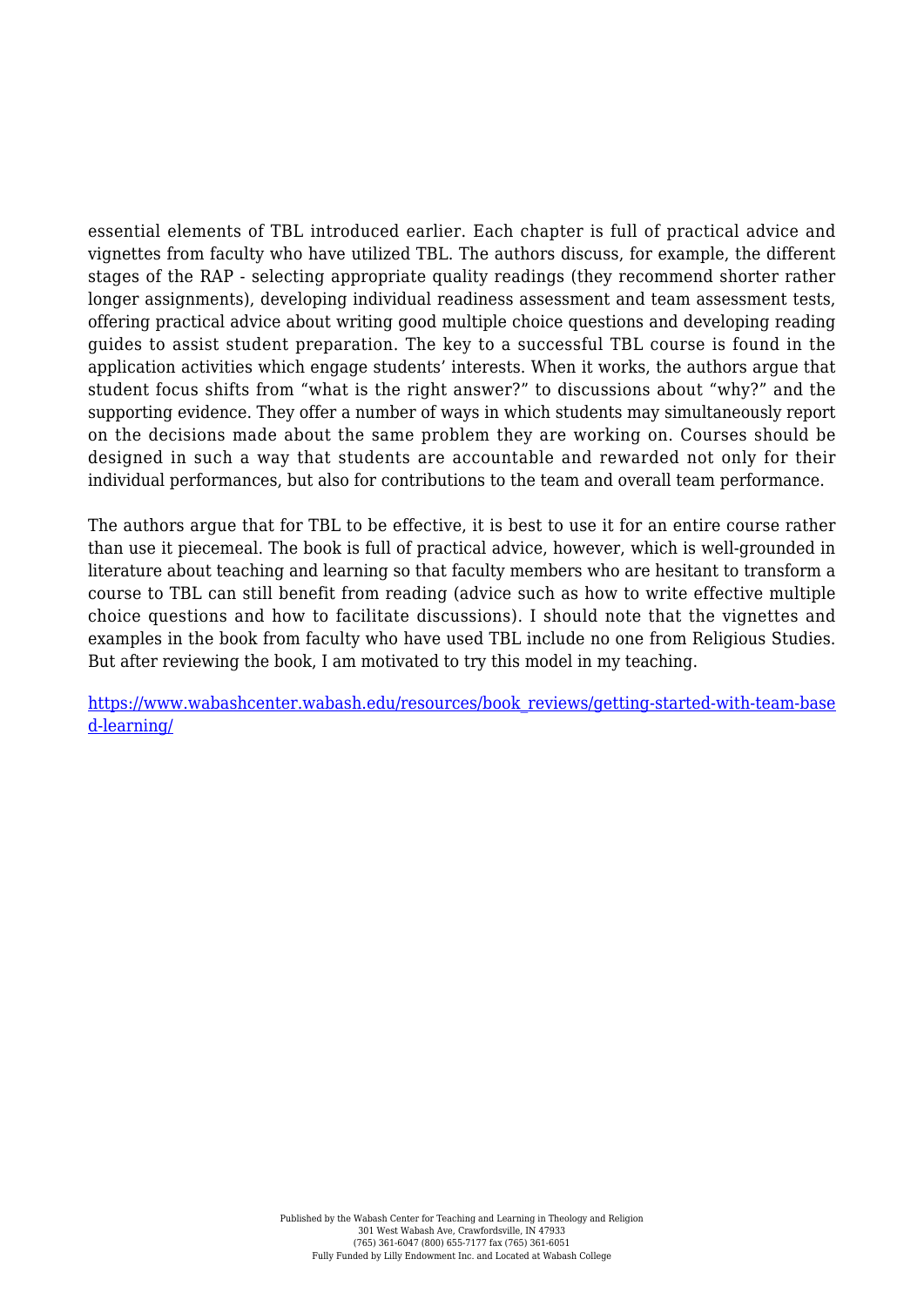essential elements of TBL introduced earlier. Each chapter is full of practical advice and vignettes from faculty who have utilized TBL. The authors discuss, for example, the different stages of the RAP - selecting appropriate quality readings (they recommend shorter rather longer assignments), developing individual readiness assessment and team assessment tests, offering practical advice about writing good multiple choice questions and developing reading guides to assist student preparation. The key to a successful TBL course is found in the application activities which engage students' interests. When it works, the authors argue that student focus shifts from "what is the right answer?" to discussions about "why?" and the supporting evidence. They offer a number of ways in which students may simultaneously report on the decisions made about the same problem they are working on. Courses should be designed in such a way that students are accountable and rewarded not only for their individual performances, but also for contributions to the team and overall team performance.

The authors argue that for TBL to be effective, it is best to use it for an entire course rather than use it piecemeal. The book is full of practical advice, however, which is well-grounded in literature about teaching and learning so that faculty members who are hesitant to transform a course to TBL can still benefit from reading (advice such as how to write effective multiple choice questions and how to facilitate discussions). I should note that the vignettes and examples in the book from faculty who have used TBL include no one from Religious Studies. But after reviewing the book, I am motivated to try this model in my teaching.

https://www.wabashcenter.wabash.edu/resources/book_reviews/getting-started-with-team-based-learning/

Published by the Wabash Center for Teaching and Learning in Theology and Religion
301 West Wabash Ave, Crawfordsville, IN 47933
(765) 361-6047 (800) 655-7177 fax (765) 361-6051
Fully Funded by Lilly Endowment Inc. and Located at Wabash College